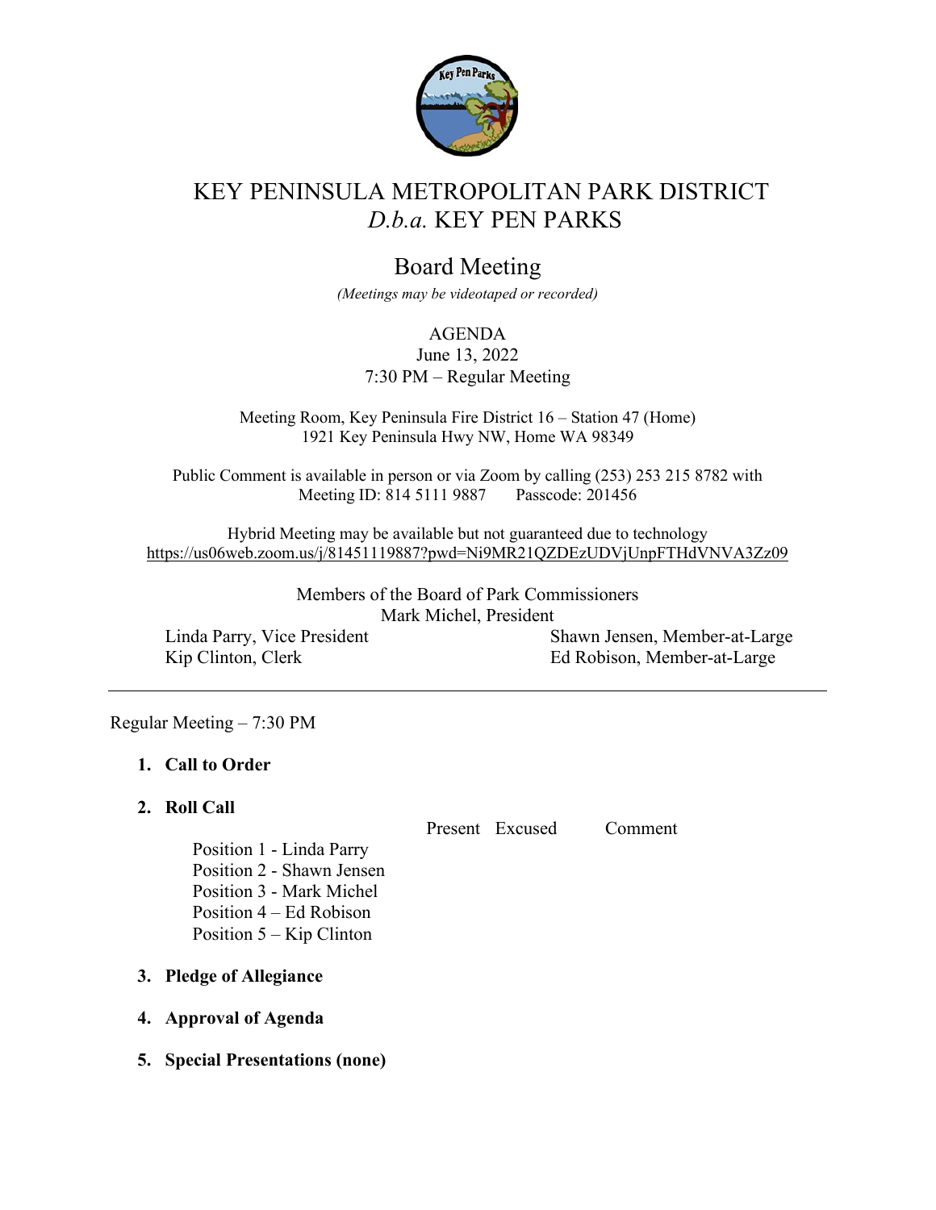# KEY PENINSULA METROPOLITAN PARK DISTRICT
## *D.b.a.* KEY PEN PARKS

## Board Meeting

*(Meetings may be videotaped or recorded)*

AGENDA
June 13, 2022
7:30 PM – Regular Meeting

Meeting Room, Key Peninsula Fire District 16 – Station 47 (Home)
1921 Key Peninsula Hwy NW, Home WA 98349

Public Comment is available in person or via Zoom by calling (253) 253 215 8782 with
Meeting ID: 814 5111 9887 Passcode: 201456

Hybrid Meeting may be available but not guaranteed due to technology
https://us06web.zoom.us/j/81451119887?pwd=Ni9MR21QZDEzUDVjUnpFTHdVNVA3Zz09

Members of the Board of Park Commissioners
Mark Michel, President
Linda Parry, Vice President
Kip Clinton, Clerk
Shawn Jensen, Member-at-Large
Ed Robison, Member-at-Large

---

Regular Meeting – 7:30 PM

1. **Call to Order**

2. **Roll Call**

| | Present | Excused | Comment |
|---|---|---|---|
| Position 1 - Linda Parry | | | |
| Position 2 - Shawn Jensen | | | |
| Position 3 - Mark Michel | | | |
| Position 4 – Ed Robison | | | |
| Position 5 – Kip Clinton | | | |

3. **Pledge of Allegiance**

4. **Approval of Agenda**

5. **Special Presentations (none)**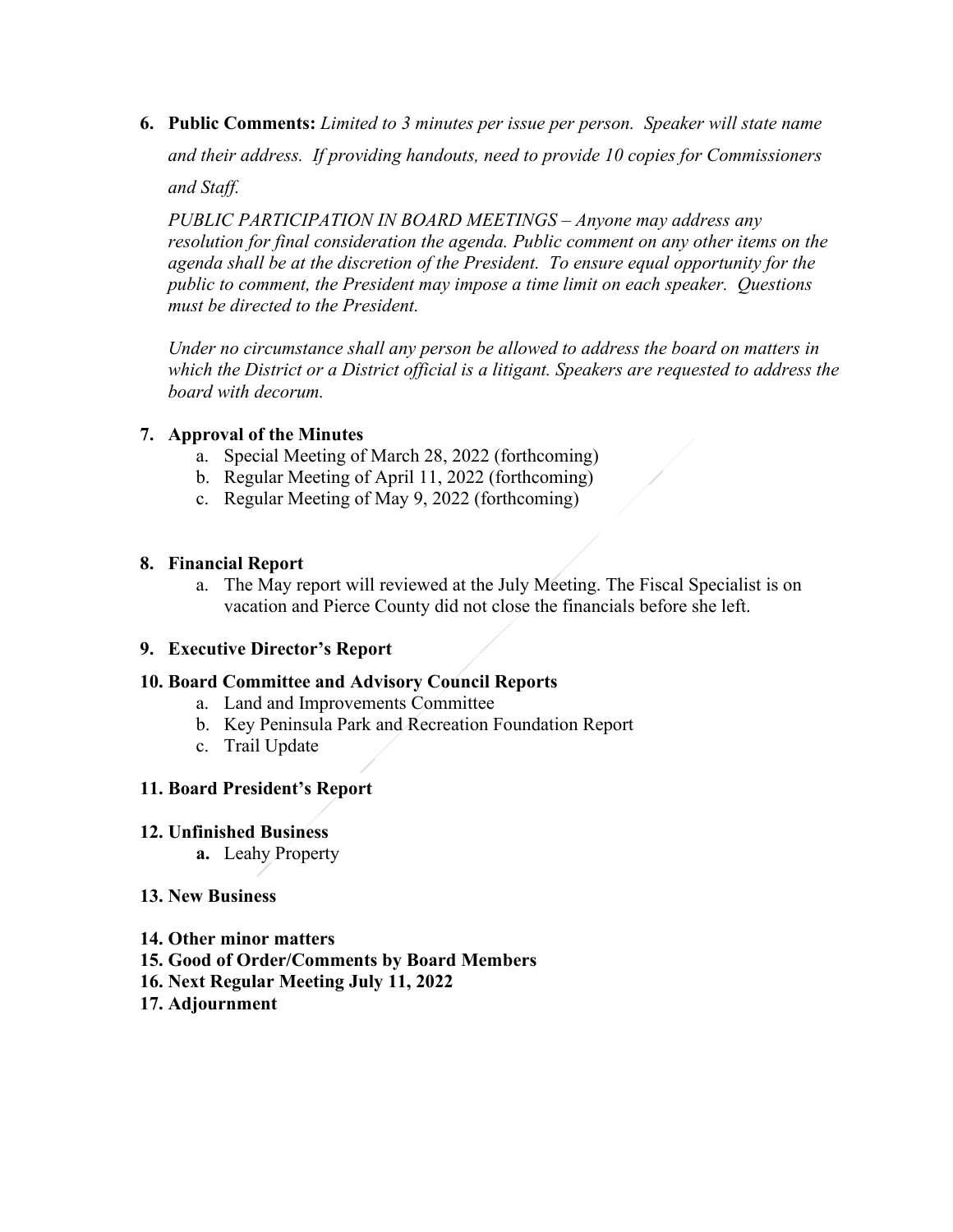6. **Public Comments:** *Limited to 3 minutes per issue per person. Speaker will state name and their address. If providing handouts, need to provide 10 copies for Commissioners and Staff.*

   *PUBLIC PARTICIPATION IN BOARD MEETINGS – Anyone may address any resolution for final consideration the agenda. Public comment on any other items on the agenda shall be at the discretion of the President. To ensure equal opportunity for the public to comment, the President may impose a time limit on each speaker. Questions must be directed to the President.*

   *Under no circumstance shall any person be allowed to address the board on matters in which the District or a District official is a litigant. Speakers are requested to address the board with decorum.*

7. **Approval of the Minutes**
   a. Special Meeting of March 28, 2022 (forthcoming)
   b. Regular Meeting of April 11, 2022 (forthcoming)
   c. Regular Meeting of May 9, 2022 (forthcoming)

8. **Financial Report**
   a. The May report will reviewed at the July Meeting. The Fiscal Specialist is on vacation and Pierce County did not close the financials before she left.

9. **Executive Director's Report**

10. **Board Committee and Advisory Council Reports**
    a. Land and Improvements Committee
    b. Key Peninsula Park and Recreation Foundation Report
    c. Trail Update

11. **Board President's Report**

12. **Unfinished Business**
    **a.** Leahy Property

13. **New Business**

14. **Other minor matters**
15. **Good of Order/Comments by Board Members**
16. **Next Regular Meeting July 11, 2022**
17. **Adjournment**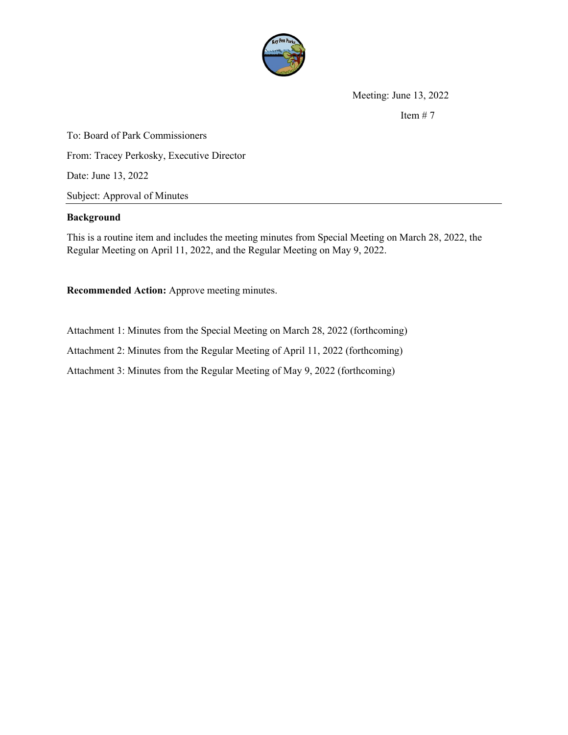Meeting: June 13, 2022

Item # 7

To: Board of Park Commissioners

From: Tracey Perkosky, Executive Director

Date: June 13, 2022

Subject: Approval of Minutes

---

**Background**

This is a routine item and includes the meeting minutes from Special Meeting on March 28, 2022, the Regular Meeting on April 11, 2022, and the Regular Meeting on May 9, 2022.

**Recommended Action:** Approve meeting minutes.

Attachment 1: Minutes from the Special Meeting on March 28, 2022 (forthcoming)

Attachment 2: Minutes from the Regular Meeting of April 11, 2022 (forthcoming)

Attachment 3: Minutes from the Regular Meeting of May 9, 2022 (forthcoming)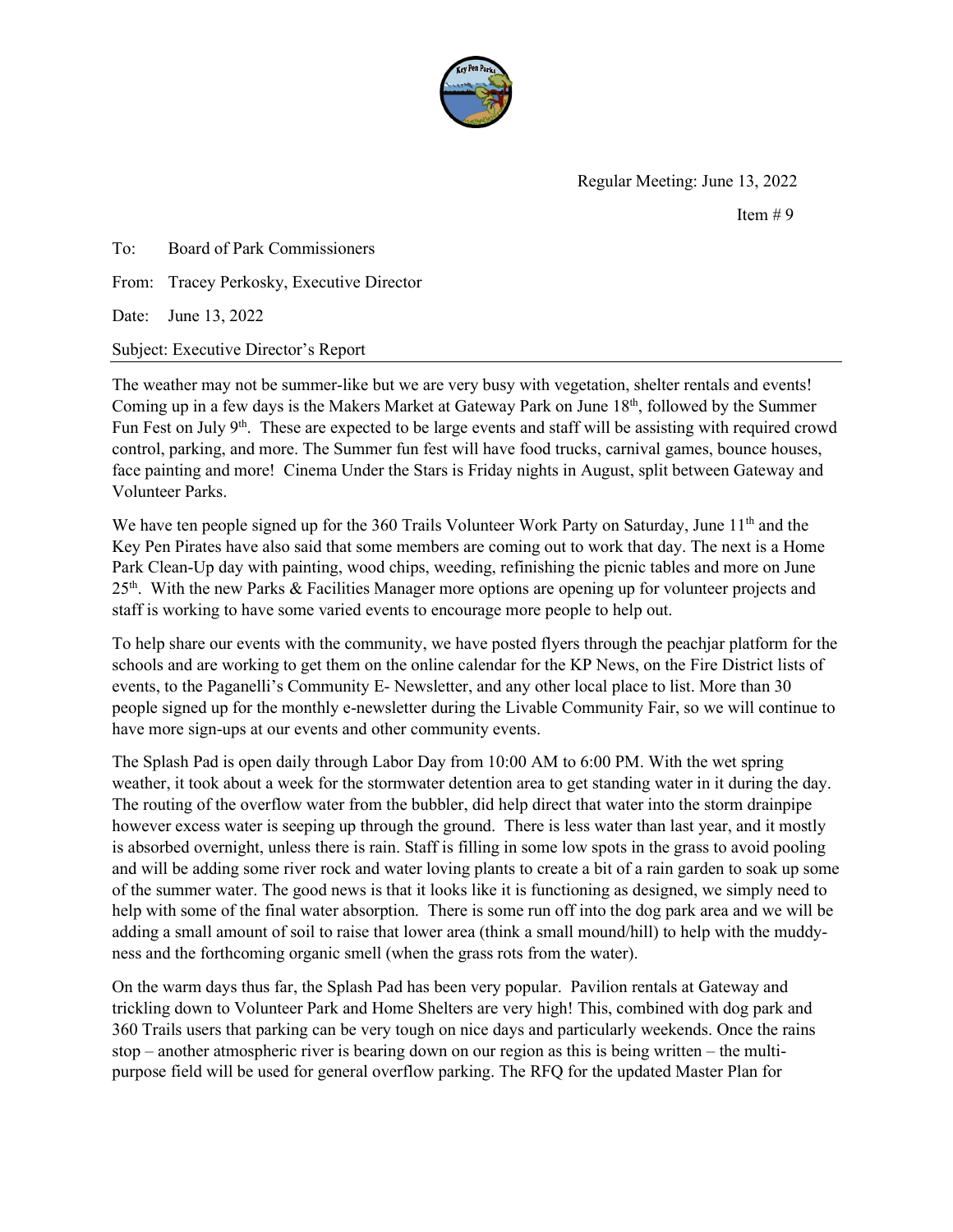Regular Meeting: June 13, 2022

Item # 9

To: Board of Park Commissioners

From: Tracey Perkosky, Executive Director

Date: June 13, 2022

Subject: Executive Director's Report

---

The weather may not be summer-like but we are very busy with vegetation, shelter rentals and events! Coming up in a few days is the Makers Market at Gateway Park on June 18th, followed by the Summer Fun Fest on July 9th. These are expected to be large events and staff will be assisting with required crowd control, parking, and more. The Summer fun fest will have food trucks, carnival games, bounce houses, face painting and more! Cinema Under the Stars is Friday nights in August, split between Gateway and Volunteer Parks.

We have ten people signed up for the 360 Trails Volunteer Work Party on Saturday, June 11th and the Key Pen Pirates have also said that some members are coming out to work that day. The next is a Home Park Clean-Up day with painting, wood chips, weeding, refinishing the picnic tables and more on June 25th. With the new Parks & Facilities Manager more options are opening up for volunteer projects and staff is working to have some varied events to encourage more people to help out.

To help share our events with the community, we have posted flyers through the peachjar platform for the schools and are working to get them on the online calendar for the KP News, on the Fire District lists of events, to the Paganelli's Community E- Newsletter, and any other local place to list. More than 30 people signed up for the monthly e-newsletter during the Livable Community Fair, so we will continue to have more sign-ups at our events and other community events.

The Splash Pad is open daily through Labor Day from 10:00 AM to 6:00 PM. With the wet spring weather, it took about a week for the stormwater detention area to get standing water in it during the day. The routing of the overflow water from the bubbler, did help direct that water into the storm drainpipe however excess water is seeping up through the ground. There is less water than last year, and it mostly is absorbed overnight, unless there is rain. Staff is filling in some low spots in the grass to avoid pooling and will be adding some river rock and water loving plants to create a bit of a rain garden to soak up some of the summer water. The good news is that it looks like it is functioning as designed, we simply need to help with some of the final water absorption. There is some run off into the dog park area and we will be adding a small amount of soil to raise that lower area (think a small mound/hill) to help with the muddy-ness and the forthcoming organic smell (when the grass rots from the water).

On the warm days thus far, the Splash Pad has been very popular. Pavilion rentals at Gateway and trickling down to Volunteer Park and Home Shelters are very high! This, combined with dog park and 360 Trails users that parking can be very tough on nice days and particularly weekends. Once the rains stop – another atmospheric river is bearing down on our region as this is being written – the multi-purpose field will be used for general overflow parking. The RFQ for the updated Master Plan for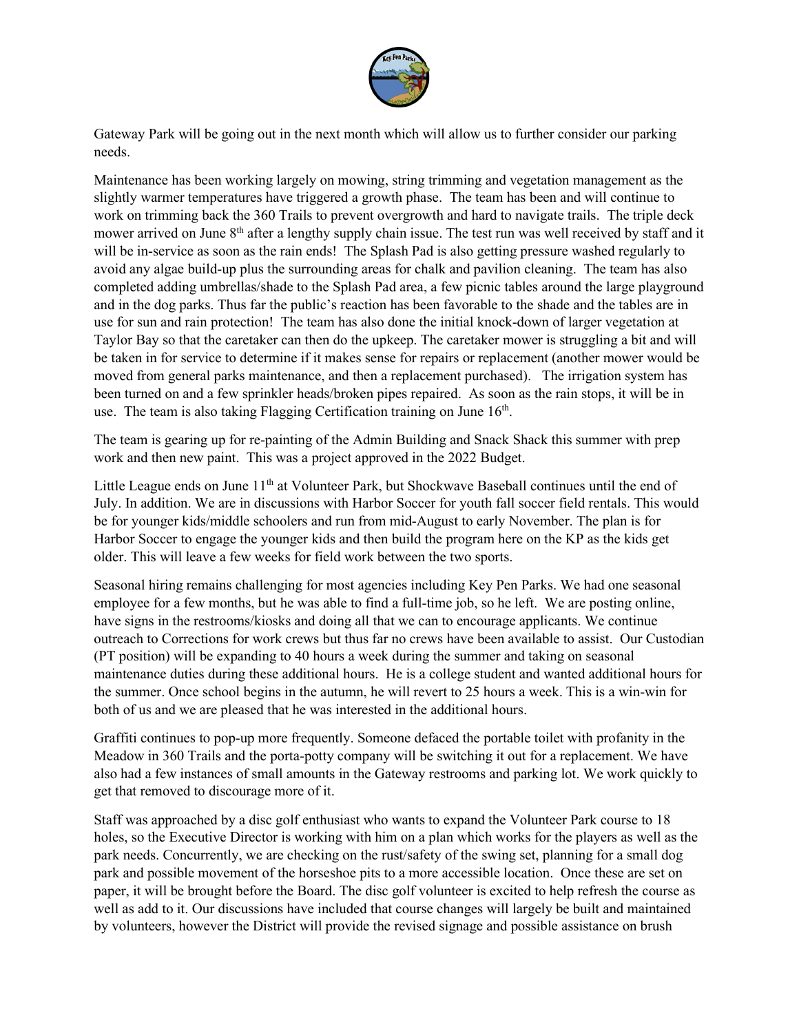Gateway Park will be going out in the next month which will allow us to further consider our parking needs.

Maintenance has been working largely on mowing, string trimming and vegetation management as the slightly warmer temperatures have triggered a growth phase. The team has been and will continue to work on trimming back the 360 Trails to prevent overgrowth and hard to navigate trails. The triple deck mower arrived on June 8th after a lengthy supply chain issue. The test run was well received by staff and it will be in-service as soon as the rain ends! The Splash Pad is also getting pressure washed regularly to avoid any algae build-up plus the surrounding areas for chalk and pavilion cleaning. The team has also completed adding umbrellas/shade to the Splash Pad area, a few picnic tables around the large playground and in the dog parks. Thus far the public's reaction has been favorable to the shade and the tables are in use for sun and rain protection! The team has also done the initial knock-down of larger vegetation at Taylor Bay so that the caretaker can then do the upkeep. The caretaker mower is struggling a bit and will be taken in for service to determine if it makes sense for repairs or replacement (another mower would be moved from general parks maintenance, and then a replacement purchased). The irrigation system has been turned on and a few sprinkler heads/broken pipes repaired. As soon as the rain stops, it will be in use. The team is also taking Flagging Certification training on June 16th.

The team is gearing up for re-painting of the Admin Building and Snack Shack this summer with prep work and then new paint. This was a project approved in the 2022 Budget.

Little League ends on June 11th at Volunteer Park, but Shockwave Baseball continues until the end of July. In addition. We are in discussions with Harbor Soccer for youth fall soccer field rentals. This would be for younger kids/middle schoolers and run from mid-August to early November. The plan is for Harbor Soccer to engage the younger kids and then build the program here on the KP as the kids get older. This will leave a few weeks for field work between the two sports.

Seasonal hiring remains challenging for most agencies including Key Pen Parks. We had one seasonal employee for a few months, but he was able to find a full-time job, so he left. We are posting online, have signs in the restrooms/kiosks and doing all that we can to encourage applicants. We continue outreach to Corrections for work crews but thus far no crews have been available to assist. Our Custodian (PT position) will be expanding to 40 hours a week during the summer and taking on seasonal maintenance duties during these additional hours. He is a college student and wanted additional hours for the summer. Once school begins in the autumn, he will revert to 25 hours a week. This is a win-win for both of us and we are pleased that he was interested in the additional hours.

Graffiti continues to pop-up more frequently. Someone defaced the portable toilet with profanity in the Meadow in 360 Trails and the porta-potty company will be switching it out for a replacement. We have also had a few instances of small amounts in the Gateway restrooms and parking lot. We work quickly to get that removed to discourage more of it.

Staff was approached by a disc golf enthusiast who wants to expand the Volunteer Park course to 18 holes, so the Executive Director is working with him on a plan which works for the players as well as the park needs. Concurrently, we are checking on the rust/safety of the swing set, planning for a small dog park and possible movement of the horseshoe pits to a more accessible location. Once these are set on paper, it will be brought before the Board. The disc golf volunteer is excited to help refresh the course as well as add to it. Our discussions have included that course changes will largely be built and maintained by volunteers, however the District will provide the revised signage and possible assistance on brush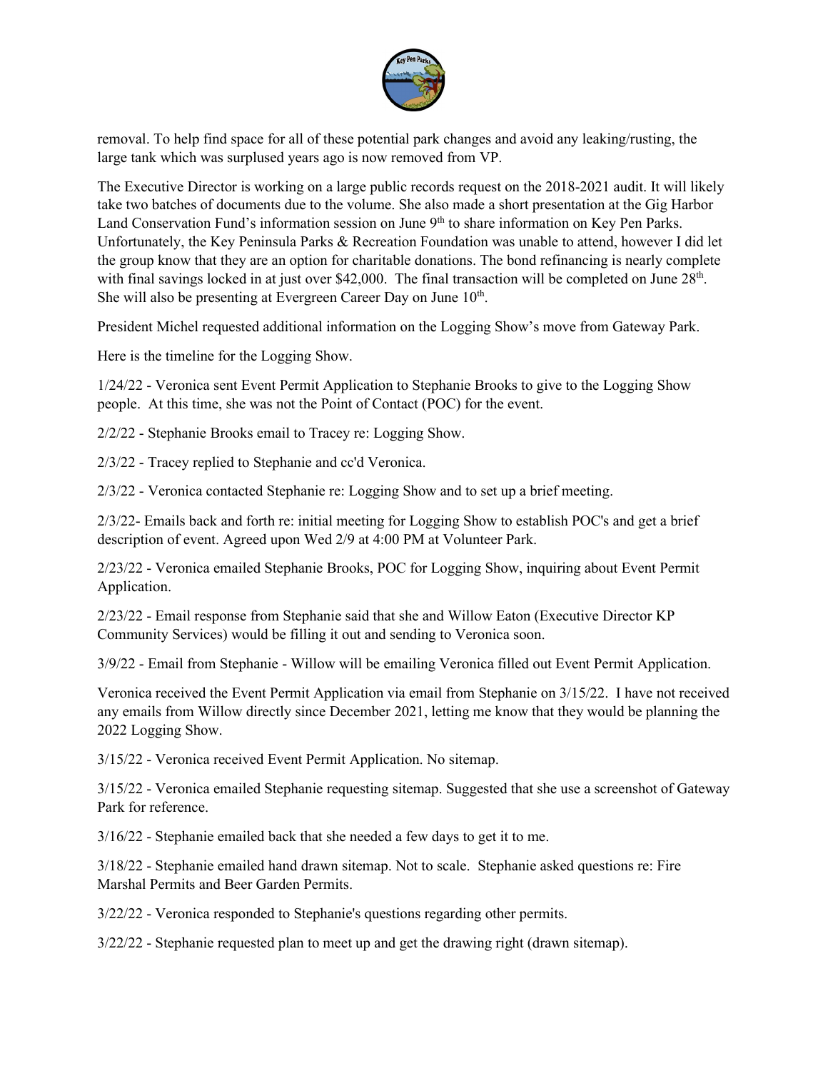removal. To help find space for all of these potential park changes and avoid any leaking/rusting, the large tank which was surplused years ago is now removed from VP.

The Executive Director is working on a large public records request on the 2018-2021 audit. It will likely take two batches of documents due to the volume. She also made a short presentation at the Gig Harbor Land Conservation Fund's information session on June 9th to share information on Key Pen Parks. Unfortunately, the Key Peninsula Parks & Recreation Foundation was unable to attend, however I did let the group know that they are an option for charitable donations. The bond refinancing is nearly complete with final savings locked in at just over $42,000. The final transaction will be completed on June 28th. She will also be presenting at Evergreen Career Day on June 10th.

President Michel requested additional information on the Logging Show's move from Gateway Park.

Here is the timeline for the Logging Show.

1/24/22 - Veronica sent Event Permit Application to Stephanie Brooks to give to the Logging Show people. At this time, she was not the Point of Contact (POC) for the event.

2/2/22 - Stephanie Brooks email to Tracey re: Logging Show.

2/3/22 - Tracey replied to Stephanie and cc'd Veronica.

2/3/22 - Veronica contacted Stephanie re: Logging Show and to set up a brief meeting.

2/3/22- Emails back and forth re: initial meeting for Logging Show to establish POC's and get a brief description of event. Agreed upon Wed 2/9 at 4:00 PM at Volunteer Park.

2/23/22 - Veronica emailed Stephanie Brooks, POC for Logging Show, inquiring about Event Permit Application.

2/23/22 - Email response from Stephanie said that she and Willow Eaton (Executive Director KP Community Services) would be filling it out and sending to Veronica soon.

3/9/22 - Email from Stephanie - Willow will be emailing Veronica filled out Event Permit Application.

Veronica received the Event Permit Application via email from Stephanie on 3/15/22. I have not received any emails from Willow directly since December 2021, letting me know that they would be planning the 2022 Logging Show.

3/15/22 - Veronica received Event Permit Application. No sitemap.

3/15/22 - Veronica emailed Stephanie requesting sitemap. Suggested that she use a screenshot of Gateway Park for reference.

3/16/22 - Stephanie emailed back that she needed a few days to get it to me.

3/18/22 - Stephanie emailed hand drawn sitemap. Not to scale. Stephanie asked questions re: Fire Marshal Permits and Beer Garden Permits.

3/22/22 - Veronica responded to Stephanie's questions regarding other permits.

3/22/22 - Stephanie requested plan to meet up and get the drawing right (drawn sitemap).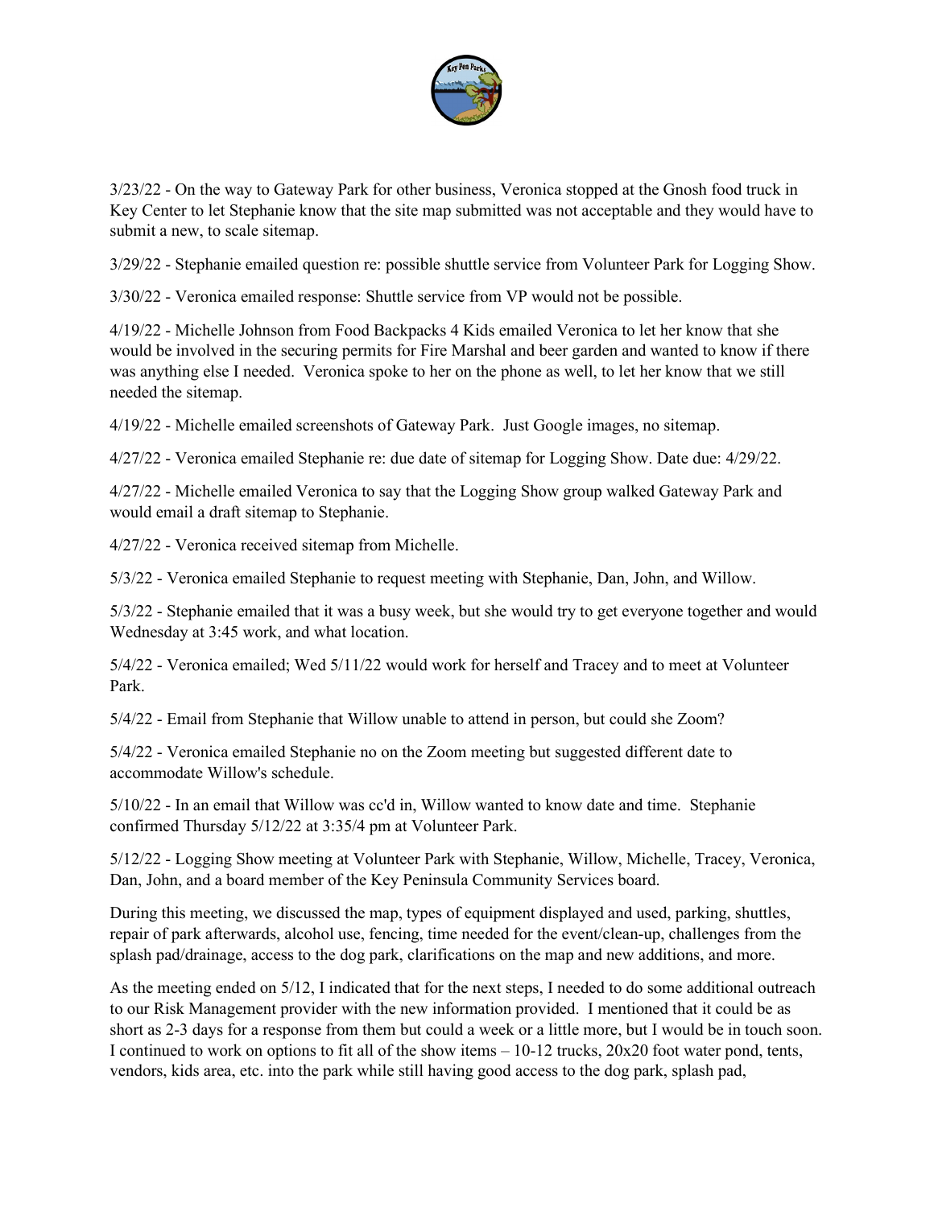3/23/22 - On the way to Gateway Park for other business, Veronica stopped at the Gnosh food truck in Key Center to let Stephanie know that the site map submitted was not acceptable and they would have to submit a new, to scale sitemap.

3/29/22 - Stephanie emailed question re: possible shuttle service from Volunteer Park for Logging Show.

3/30/22 - Veronica emailed response: Shuttle service from VP would not be possible.

4/19/22 - Michelle Johnson from Food Backpacks 4 Kids emailed Veronica to let her know that she would be involved in the securing permits for Fire Marshal and beer garden and wanted to know if there was anything else I needed. Veronica spoke to her on the phone as well, to let her know that we still needed the sitemap.

4/19/22 - Michelle emailed screenshots of Gateway Park. Just Google images, no sitemap.

4/27/22 - Veronica emailed Stephanie re: due date of sitemap for Logging Show. Date due: 4/29/22.

4/27/22 - Michelle emailed Veronica to say that the Logging Show group walked Gateway Park and would email a draft sitemap to Stephanie.

4/27/22 - Veronica received sitemap from Michelle.

5/3/22 - Veronica emailed Stephanie to request meeting with Stephanie, Dan, John, and Willow.

5/3/22 - Stephanie emailed that it was a busy week, but she would try to get everyone together and would Wednesday at 3:45 work, and what location.

5/4/22 - Veronica emailed; Wed 5/11/22 would work for herself and Tracey and to meet at Volunteer Park.

5/4/22 - Email from Stephanie that Willow unable to attend in person, but could she Zoom?

5/4/22 - Veronica emailed Stephanie no on the Zoom meeting but suggested different date to accommodate Willow's schedule.

5/10/22 - In an email that Willow was cc'd in, Willow wanted to know date and time. Stephanie confirmed Thursday 5/12/22 at 3:35/4 pm at Volunteer Park.

5/12/22 - Logging Show meeting at Volunteer Park with Stephanie, Willow, Michelle, Tracey, Veronica, Dan, John, and a board member of the Key Peninsula Community Services board.

During this meeting, we discussed the map, types of equipment displayed and used, parking, shuttles, repair of park afterwards, alcohol use, fencing, time needed for the event/clean-up, challenges from the splash pad/drainage, access to the dog park, clarifications on the map and new additions, and more.

As the meeting ended on 5/12, I indicated that for the next steps, I needed to do some additional outreach to our Risk Management provider with the new information provided. I mentioned that it could be as short as 2-3 days for a response from them but could a week or a little more, but I would be in touch soon. I continued to work on options to fit all of the show items – 10-12 trucks, 20x20 foot water pond, tents, vendors, kids area, etc. into the park while still having good access to the dog park, splash pad,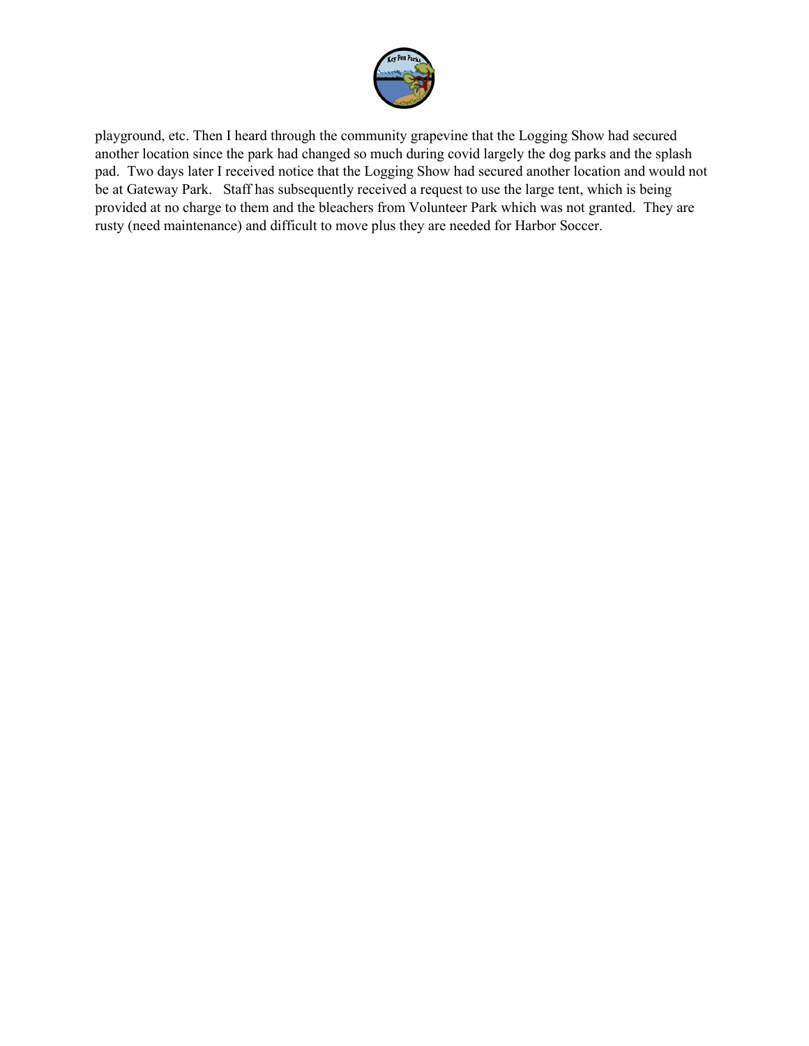playground, etc. Then I heard through the community grapevine that the Logging Show had secured another location since the park had changed so much during covid largely the dog parks and the splash pad. Two days later I received notice that the Logging Show had secured another location and would not be at Gateway Park. Staff has subsequently received a request to use the large tent, which is being provided at no charge to them and the bleachers from Volunteer Park which was not granted. They are rusty (need maintenance) and difficult to move plus they are needed for Harbor Soccer.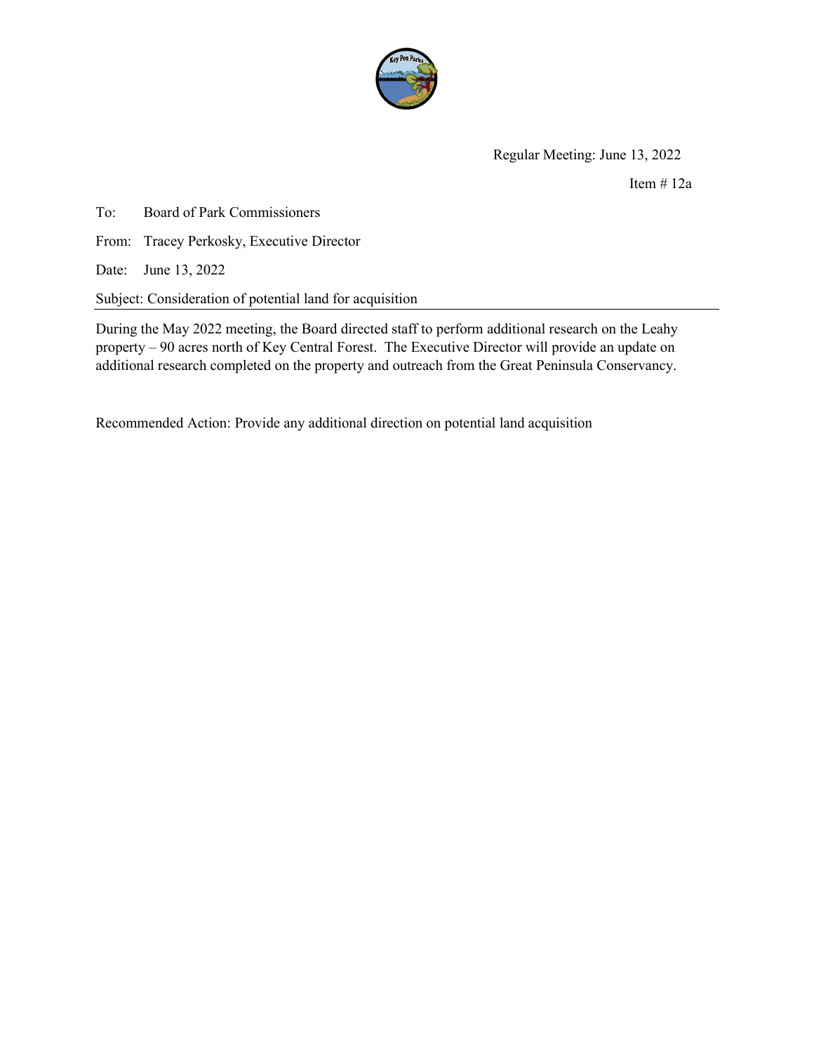Regular Meeting: June 13, 2022

Item # 12a

To: Board of Park Commissioners

From: Tracey Perkosky, Executive Director

Date: June 13, 2022

Subject: Consideration of potential land for acquisition

---

During the May 2022 meeting, the Board directed staff to perform additional research on the Leahy property – 90 acres north of Key Central Forest. The Executive Director will provide an update on additional research completed on the property and outreach from the Great Peninsula Conservancy.

Recommended Action: Provide any additional direction on potential land acquisition